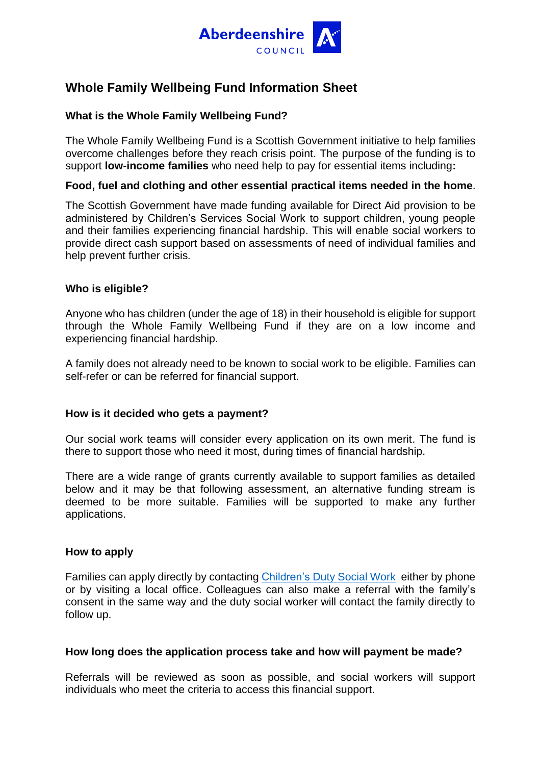# Whole Family Wellbeing Fund Information Sheet

### What is the Whole Family Wellbeing Fund?

The Whole Family Wellbeing Fund is a Scottish Government initiative to help families overcome challenges before they reach crisis point. The purpose of the funding is to support **low-income families** who need help to pay for essential items including**:**

**Food, fuel and clothing and other essential practical items needed in the home**.

The Scottish Government have made funding available for Direct Aid provision to be administered by Children's Services Social Work to support children, young people and their families experiencing financial hardship. This will enable social workers to provide direct cash support based on assessments of need of individual families and help prevent further crisis.

### Who is eligible?

Anyone who has children (under the age of 18) in their household is eligible for support through the Whole Family Wellbeing Fund if they are on a low income and experiencing financial hardship.

A family does not already need to be known to social work to be eligible. Families can self-refer or can be referred for financial support.

### How is it decided who gets a payment?

Our social work teams will consider every application on its own merit. The fund is there to support those who need it most, during times of financial hardship.

There are a wide range of grants currently available to support families as detailed below and it may be that following assessment, an alternative funding stream is deemed to be more suitable. Families will be supported to make any further applications.

### How to apply

Families can apply directly by contacting Children's Duty Social Work either by phone or by visiting a local office. Colleagues can also make a referral with the family's consent in the same way and the duty social worker will contact the family directly to follow up.

### How long does the application process take and how will payment be made?

Referrals will be reviewed as soon as possible, and social workers will support individuals who meet the criteria to access this financial support.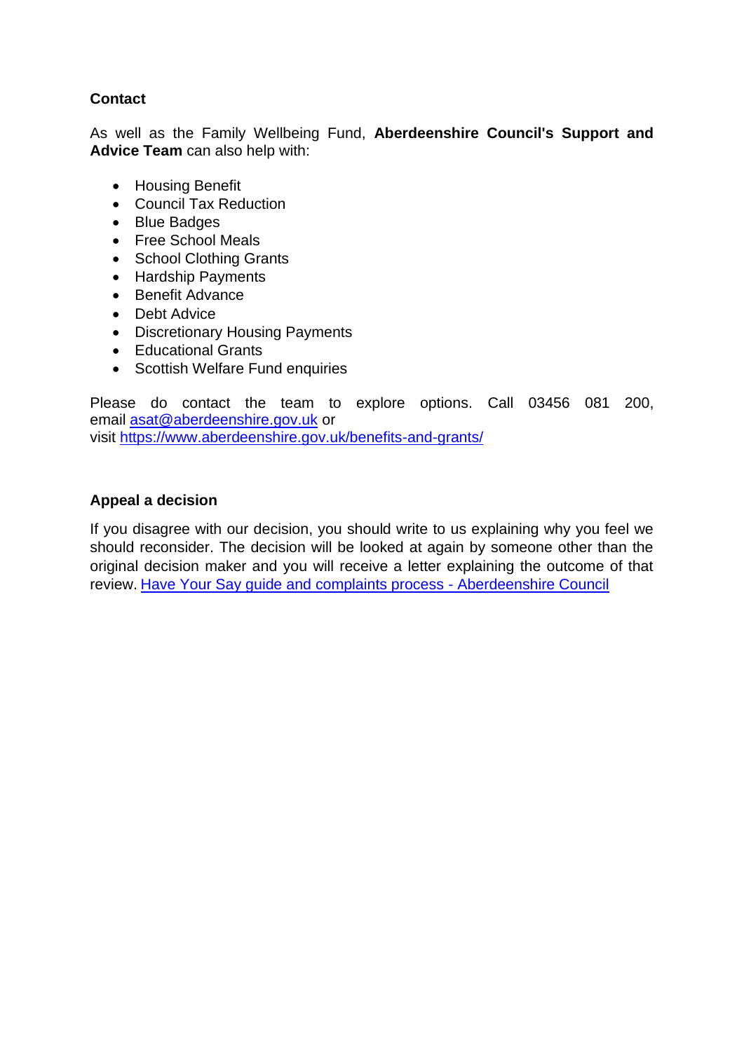**Contact**

As well as the Family Wellbeing Fund, **Aberdeenshire Council's Support and Advice Team** can also help with:

- Housing Benefit
- Council Tax Reduction
- Blue Badges
- Free School Meals
- School Clothing Grants
- Hardship Payments
- Benefit Advance
- Debt Advice
- Discretionary Housing Payments
- Educational Grants
- Scottish Welfare Fund enquiries

Please do contact the team to explore options. Call 03456 081 200, email [asat@aberdeenshire.gov.uk](mailto:asat@aberdeenshire.gov.uk) or visit [https://www.aberdeenshire.gov.uk/benefits-and-grants/](https://www.aberdeenshire.gov.uk/benefits-and-grants/)

**Appeal a decision**

If you disagree with our decision, you should write to us explaining why you feel we should reconsider. The decision will be looked at again by someone other than the original decision maker and you will receive a letter explaining the outcome of that review. Have Your Say guide and complaints process - Aberdeenshire Council